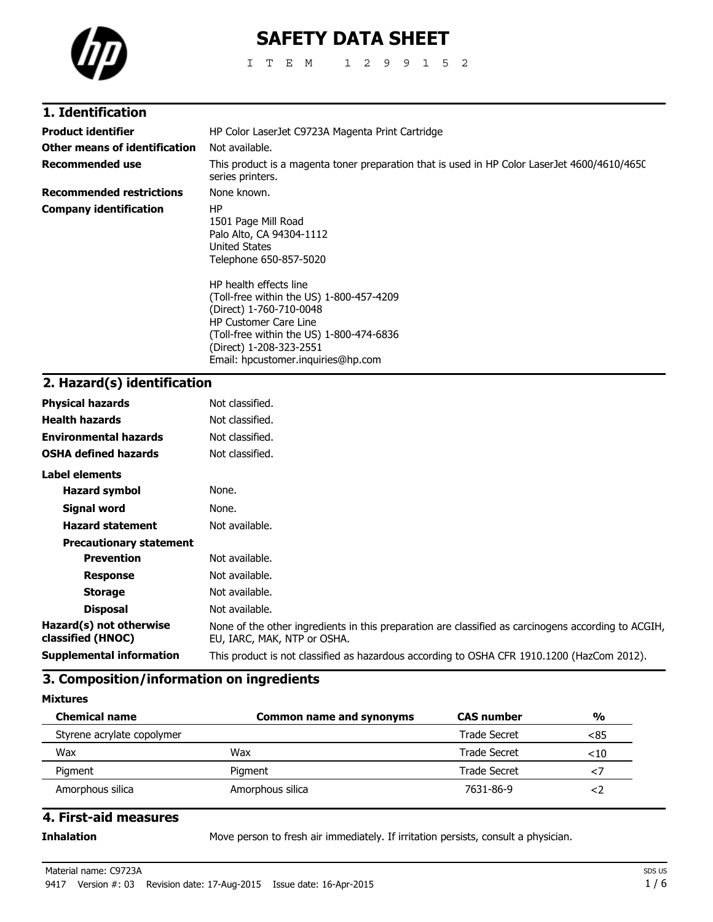# SAFETY DATA SHEET

I T E M 1 2 9 9 1 5 2

## 1. Identification

| | |
|---|---|
| **Product identifier** | HP Color LaserJet C9723A Magenta Print Cartridge |
| **Other means of identification** | Not available. |
| **Recommended use** | This product is a magenta toner preparation that is used in HP Color LaserJet 4600/4610/4650 series printers. |
| **Recommended restrictions** | None known. |
| **Company identification** | HP<br>1501 Page Mill Road<br>Palo Alto, CA 94304-1112<br>United States<br>Telephone 650-857-5020<br><br>HP health effects line<br>(Toll-free within the US) 1-800-457-4209<br>(Direct) 1-760-710-0048<br>HP Customer Care Line<br>(Toll-free within the US) 1-800-474-6836<br>(Direct) 1-208-323-2551<br>Email: hpcustomer.inquiries@hp.com |

## 2. Hazard(s) identification

| | |
|---|---|
| **Physical hazards** | Not classified. |
| **Health hazards** | Not classified. |
| **Environmental hazards** | Not classified. |
| **OSHA defined hazards** | Not classified. |

**Label elements**

| | |
|---|---|
| **Hazard symbol** | None. |
| **Signal word** | None. |
| **Hazard statement** | Not available. |
| **Precautionary statement** | |
| **Prevention** | Not available. |
| **Response** | Not available. |
| **Storage** | Not available. |
| **Disposal** | Not available. |
| **Hazard(s) not otherwise classified (HNOC)** | None of the other ingredients in this preparation are classified as carcinogens according to ACGIH, EU, IARC, MAK, NTP or OSHA. |
| **Supplemental information** | This product is not classified as hazardous according to OSHA CFR 1910.1200 (HazCom 2012). |

## 3. Composition/information on ingredients

**Mixtures**

| Chemical name | Common name and synonyms | CAS number | % |
|---|---|---|---|
| Styrene acrylate copolymer | | Trade Secret | <85 |
| Wax | Wax | Trade Secret | <10 |
| Pigment | Pigment | Trade Secret | <7 |
| Amorphous silica | Amorphous silica | 7631-86-9 | <2 |

## 4. First-aid measures

| | |
|---|---|
| **Inhalation** | Move person to fresh air immediately. If irritation persists, consult a physician. |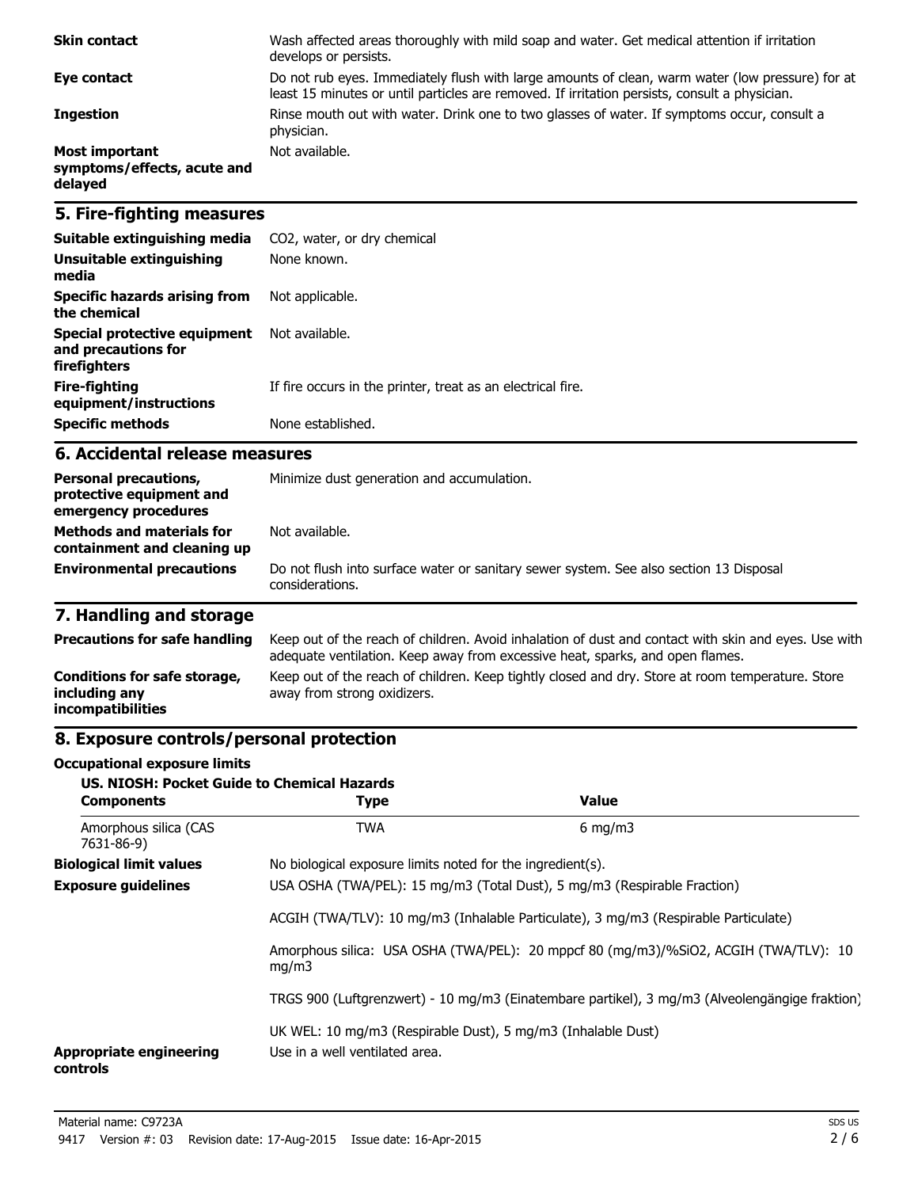| | |
|---|---|
| **Skin contact** | Wash affected areas thoroughly with mild soap and water. Get medical attention if irritation develops or persists. |
| **Eye contact** | Do not rub eyes. Immediately flush with large amounts of clean, warm water (low pressure) for at least 15 minutes or until particles are removed. If irritation persists, consult a physician. |
| **Ingestion** | Rinse mouth out with water. Drink one to two glasses of water. If symptoms occur, consult a physician. |
| **Most important symptoms/effects, acute and delayed** | Not available. |

## 5. Fire-fighting measures

| | |
|---|---|
| **Suitable extinguishing media** | $CO_2$, water, or dry chemical |
| **Unsuitable extinguishing media** | None known. |
| **Specific hazards arising from the chemical** | Not applicable. |
| **Special protective equipment and precautions for firefighters** | Not available. |
| **Fire-fighting equipment/instructions** | If fire occurs in the printer, treat as an electrical fire. |
| **Specific methods** | None established. |

## 6. Accidental release measures

| | |
|---|---|
| **Personal precautions, protective equipment and emergency procedures** | Minimize dust generation and accumulation. |
| **Methods and materials for containment and cleaning up** | Not available. |
| **Environmental precautions** | Do not flush into surface water or sanitary sewer system. See also section 13 Disposal considerations. |

## 7. Handling and storage

| | |
|---|---|
| **Precautions for safe handling** | Keep out of the reach of children. Avoid inhalation of dust and contact with skin and eyes. Use with adequate ventilation. Keep away from excessive heat, sparks, and open flames. |
| **Conditions for safe storage, including any incompatibilities** | Keep out of the reach of children. Keep tightly closed and dry. Store at room temperature. Store away from strong oxidizers. |

## 8. Exposure controls/personal protection

**Occupational exposure limits**

**US. NIOSH: Pocket Guide to Chemical Hazards**

| Components | Type | Value |
|---|---|---|
| Amorphous silica (CAS 7631-86-9) | TWA | 6 mg/m3 |

**Biological limit values** No biological exposure limits noted for the ingredient(s).

**Exposure guidelines** USA OSHA (TWA/PEL): 15 mg/m3 (Total Dust), 5 mg/m3 (Respirable Fraction)

ACGIH (TWA/TLV): 10 mg/m3 (Inhalable Particulate), 3 mg/m3 (Respirable Particulate)

Amorphous silica: USA OSHA (TWA/PEL): 20 mppcf 80 (mg/m3)/%SiO2, ACGIH (TWA/TLV): 10 mg/m3

TRGS 900 (Luftgrenzwert) - 10 mg/m3 (Einatembare partikel), 3 mg/m3 (Alveolengängige fraktion)

UK WEL: 10 mg/m3 (Respirable Dust), 5 mg/m3 (Inhalable Dust)

**Appropriate engineering controls** Use in a well ventilated area.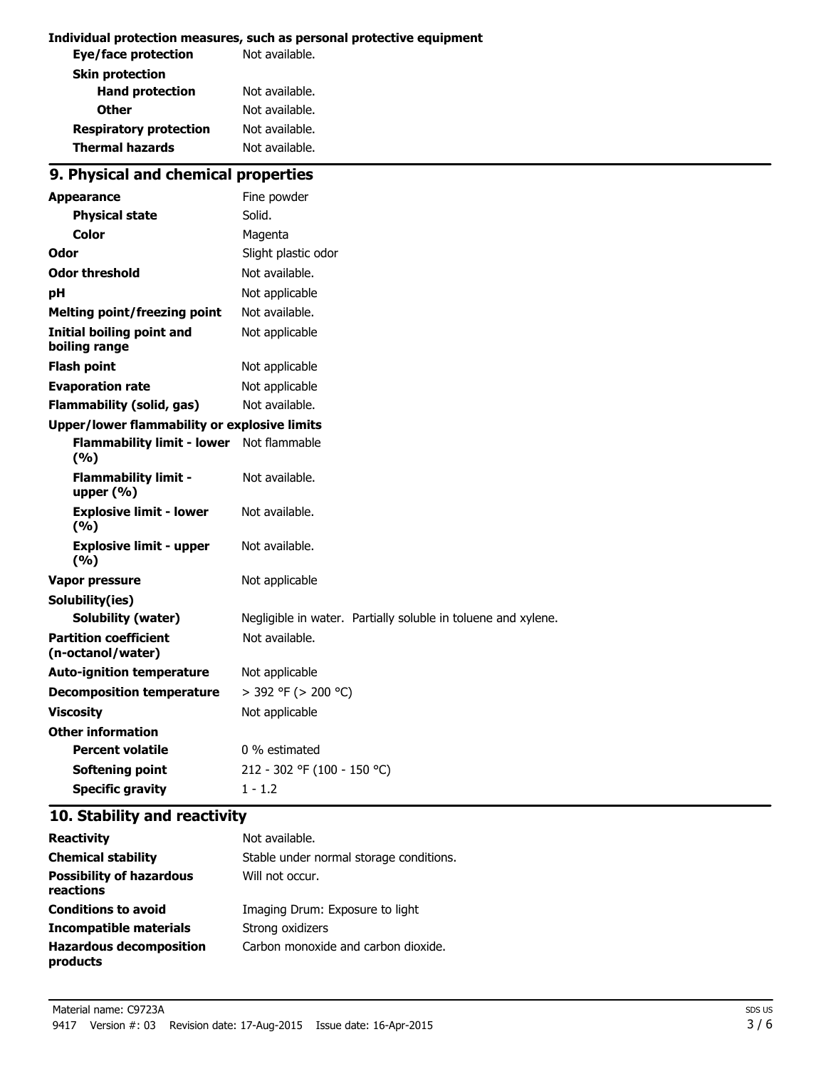**Individual protection measures, such as personal protective equipment**

| | |
|---|---|
| **Eye/face protection** | Not available. |
| **Skin protection** | |
| **Hand protection** | Not available. |
| **Other** | Not available. |
| **Respiratory protection** | Not available. |
| **Thermal hazards** | Not available. |

## 9. Physical and chemical properties

| | |
|---|---|
| **Appearance** | Fine powder |
| **Physical state** | Solid. |
| **Color** | Magenta |
| **Odor** | Slight plastic odor |
| **Odor threshold** | Not available. |
| **pH** | Not applicable |
| **Melting point/freezing point** | Not available. |
| **Initial boiling point and boiling range** | Not applicable |
| **Flash point** | Not applicable |
| **Evaporation rate** | Not applicable |
| **Flammability (solid, gas)** | Not available. |
| **Upper/lower flammability or explosive limits** | |
| **Flammability limit - lower (%)** | Not flammable |
| **Flammability limit - upper (%)** | Not available. |
| **Explosive limit - lower (%)** | Not available. |
| **Explosive limit - upper (%)** | Not available. |
| **Vapor pressure** | Not applicable |
| **Solubility(ies)** | |
| **Solubility (water)** | Negligible in water. Partially soluble in toluene and xylene. |
| **Partition coefficient (n-octanol/water)** | Not available. |
| **Auto-ignition temperature** | Not applicable |
| **Decomposition temperature** | > 392 °F (> 200 °C) |
| **Viscosity** | Not applicable |
| **Other information** | |
| **Percent volatile** | 0 % estimated |
| **Softening point** | 212 - 302 °F (100 - 150 °C) |
| **Specific gravity** | 1 - 1.2 |

## 10. Stability and reactivity

| | |
|---|---|
| **Reactivity** | Not available. |
| **Chemical stability** | Stable under normal storage conditions. |
| **Possibility of hazardous reactions** | Will not occur. |
| **Conditions to avoid** | Imaging Drum: Exposure to light |
| **Incompatible materials** | Strong oxidizers |
| **Hazardous decomposition products** | Carbon monoxide and carbon dioxide. |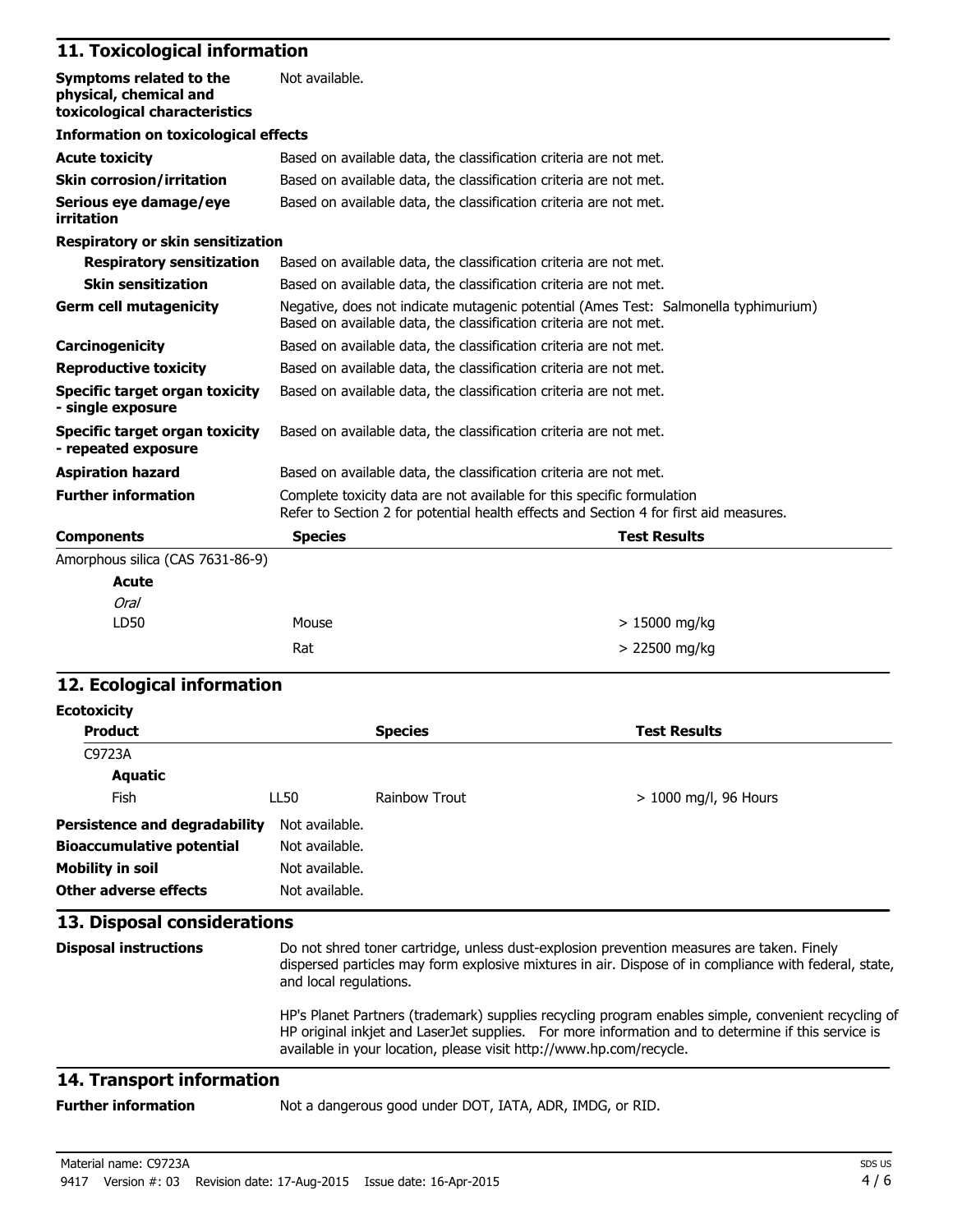## 11. Toxicological information

| | |
|---|---|
| **Symptoms related to the physical, chemical and toxicological characteristics** | Not available. |

**Information on toxicological effects**

| | |
|---|---|
| **Acute toxicity** | Based on available data, the classification criteria are not met. |
| **Skin corrosion/irritation** | Based on available data, the classification criteria are not met. |
| **Serious eye damage/eye irritation** | Based on available data, the classification criteria are not met. |

**Respiratory or skin sensitization**

| | |
|---|---|
| **Respiratory sensitization** | Based on available data, the classification criteria are not met. |
| **Skin sensitization** | Based on available data, the classification criteria are not met. |
| **Germ cell mutagenicity** | Negative, does not indicate mutagenic potential (Ames Test: Salmonella typhimurium) Based on available data, the classification criteria are not met. |
| **Carcinogenicity** | Based on available data, the classification criteria are not met. |
| **Reproductive toxicity** | Based on available data, the classification criteria are not met. |
| **Specific target organ toxicity - single exposure** | Based on available data, the classification criteria are not met. |
| **Specific target organ toxicity - repeated exposure** | Based on available data, the classification criteria are not met. |
| **Aspiration hazard** | Based on available data, the classification criteria are not met. |
| **Further information** | Complete toxicity data are not available for this specific formulation Refer to Section 2 for potential health effects and Section 4 for first aid measures. |

| **Components** | **Species** | **Test Results** |
|---|---|---|
| Amorphous silica (CAS 7631-86-9) | | |
| **Acute** | | |
| *Oral* | | |
| LD50 | Mouse | > 15000 mg/kg |
| | Rat | > 22500 mg/kg |

## 12. Ecological information

**Ecotoxicity**

| **Product** | | **Species** | **Test Results** |
|---|---|---|---|
| C9723A | | | |
| **Aquatic** | | | |
| Fish | LL50 | Rainbow Trout | > 1000 mg/l, 96 Hours |

| | |
|---|---|
| **Persistence and degradability** | Not available. |
| **Bioaccumulative potential** | Not available. |
| **Mobility in soil** | Not available. |
| **Other adverse effects** | Not available. |

## 13. Disposal considerations

**Disposal instructions**

Do not shred toner cartridge, unless dust-explosion prevention measures are taken. Finely dispersed particles may form explosive mixtures in air. Dispose of in compliance with federal, state, and local regulations.

HP's Planet Partners (trademark) supplies recycling program enables simple, convenient recycling of HP original inkjet and LaserJet supplies. For more information and to determine if this service is available in your location, please visit http://www.hp.com/recycle.

## 14. Transport information

**Further information**

Not a dangerous good under DOT, IATA, ADR, IMDG, or RID.

Material name: C9723A
9417 Version #: 03 Revision date: 17-Aug-2015 Issue date: 16-Apr-2015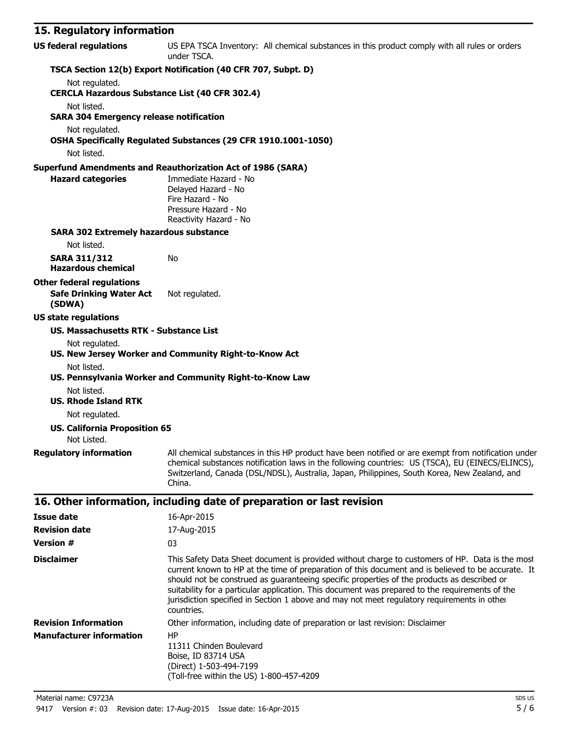## 15. Regulatory information

**US federal regulations** US EPA TSCA Inventory: All chemical substances in this product comply with all rules or orders under TSCA.

**TSCA Section 12(b) Export Notification (40 CFR 707, Subpt. D)**

Not regulated.

**CERCLA Hazardous Substance List (40 CFR 302.4)**

Not listed.

**SARA 304 Emergency release notification**

Not regulated.

**OSHA Specifically Regulated Substances (29 CFR 1910.1001-1050)**

Not listed.

**Superfund Amendments and Reauthorization Act of 1986 (SARA)**

**Hazard categories**
Immediate Hazard - No
Delayed Hazard - No
Fire Hazard - No
Pressure Hazard - No
Reactivity Hazard - No

**SARA 302 Extremely hazardous substance**

Not listed.

**SARA 311/312 Hazardous chemical** No

**Other federal regulations**

**Safe Drinking Water Act (SDWA)** Not regulated.

**US state regulations**

**US. Massachusetts RTK - Substance List**

Not regulated.

**US. New Jersey Worker and Community Right-to-Know Act**

Not listed.

**US. Pennsylvania Worker and Community Right-to-Know Law**

Not listed.

**US. Rhode Island RTK**

Not regulated.

**US. California Proposition 65**

Not Listed.

**Regulatory information** All chemical substances in this HP product have been notified or are exempt from notification under chemical substances notification laws in the following countries: US (TSCA), EU (EINECS/ELINCS), Switzerland, Canada (DSL/NDSL), Australia, Japan, Philippines, South Korea, New Zealand, and China.

## 16. Other information, including date of preparation or last revision

**Issue date** 16-Apr-2015

**Revision date** 17-Aug-2015

**Version #** 03

**Disclaimer** This Safety Data Sheet document is provided without charge to customers of HP. Data is the most current known to HP at the time of preparation of this document and is believed to be accurate. It should not be construed as guaranteeing specific properties of the products as described or suitability for a particular application. This document was prepared to the requirements of the jurisdiction specified in Section 1 above and may not meet regulatory requirements in other countries.

**Revision Information** Other information, including date of preparation or last revision: Disclaimer

**Manufacturer information**
HP
11311 Chinden Boulevard
Boise, ID 83714 USA
(Direct) 1-503-494-7199
(Toll-free within the US) 1-800-457-4209

Material name: C9723A
9417 Version #: 03 Revision date: 17-Aug-2015 Issue date: 16-Apr-2015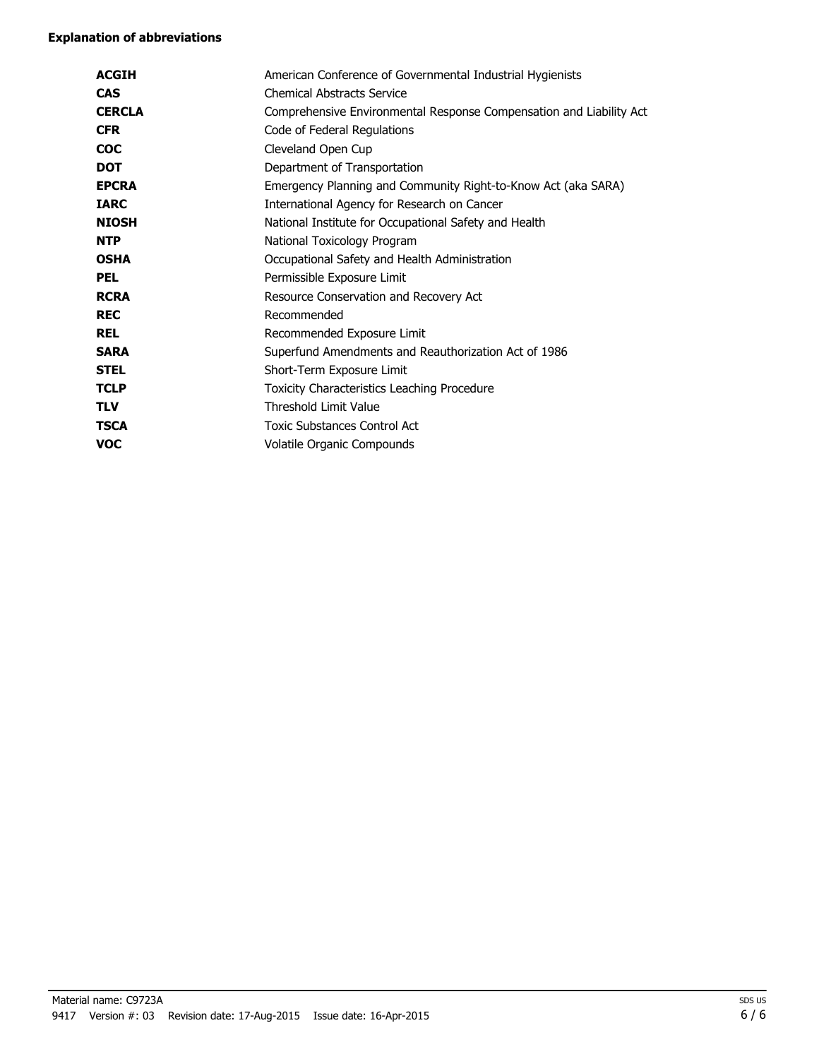**Explanation of abbreviations**

| | |
|---|---|
| **ACGIH** | American Conference of Governmental Industrial Hygienists |
| **CAS** | Chemical Abstracts Service |
| **CERCLA** | Comprehensive Environmental Response Compensation and Liability Act |
| **CFR** | Code of Federal Regulations |
| **COC** | Cleveland Open Cup |
| **DOT** | Department of Transportation |
| **EPCRA** | Emergency Planning and Community Right-to-Know Act (aka SARA) |
| **IARC** | International Agency for Research on Cancer |
| **NIOSH** | National Institute for Occupational Safety and Health |
| **NTP** | National Toxicology Program |
| **OSHA** | Occupational Safety and Health Administration |
| **PEL** | Permissible Exposure Limit |
| **RCRA** | Resource Conservation and Recovery Act |
| **REC** | Recommended |
| **REL** | Recommended Exposure Limit |
| **SARA** | Superfund Amendments and Reauthorization Act of 1986 |
| **STEL** | Short-Term Exposure Limit |
| **TCLP** | Toxicity Characteristics Leaching Procedure |
| **TLV** | Threshold Limit Value |
| **TSCA** | Toxic Substances Control Act |
| **VOC** | Volatile Organic Compounds |